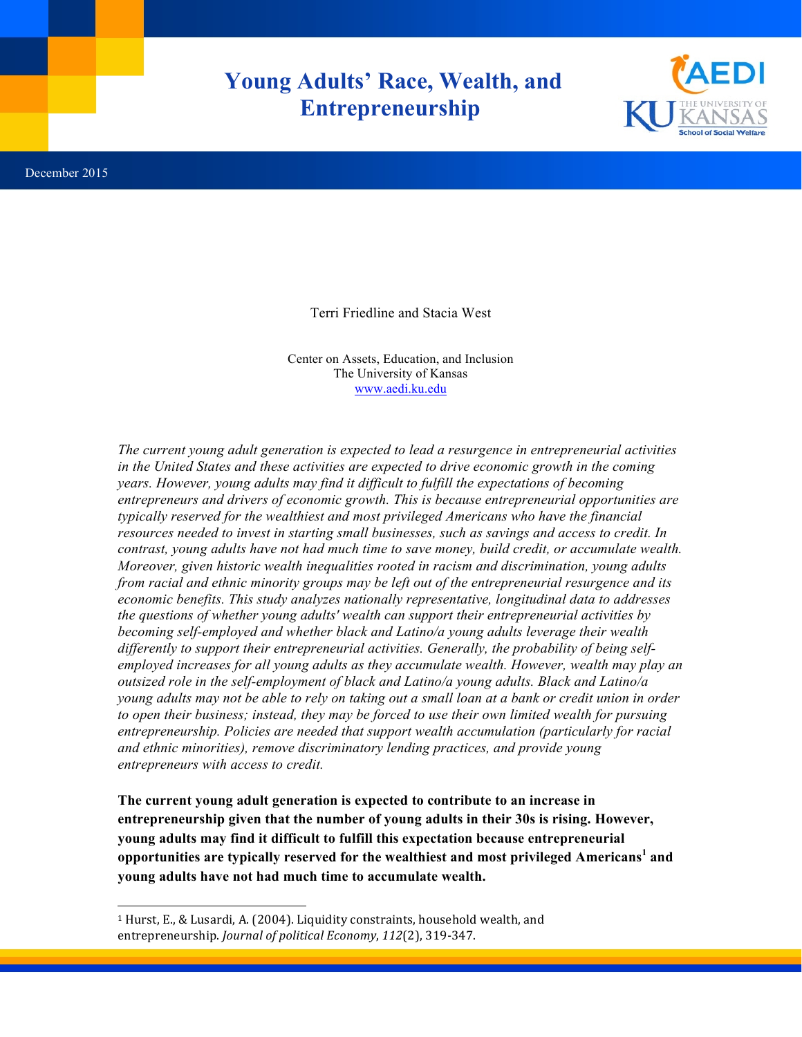# Young Adults' Race, Wealth, and Entrepreneurship

December 2015

Terri Friedline and Stacia West

Center on Assets, Education, and Inclusion
The University of Kansas
www.aedi.ku.edu

*The current young adult generation is expected to lead a resurgence in entrepreneurial activities in the United States and these activities are expected to drive economic growth in the coming years. However, young adults may find it difficult to fulfill the expectations of becoming entrepreneurs and drivers of economic growth. This is because entrepreneurial opportunities are typically reserved for the wealthiest and most privileged Americans who have the financial resources needed to invest in starting small businesses, such as savings and access to credit. In contrast, young adults have not had much time to save money, build credit, or accumulate wealth. Moreover, given historic wealth inequalities rooted in racism and discrimination, young adults from racial and ethnic minority groups may be left out of the entrepreneurial resurgence and its economic benefits. This study analyzes nationally representative, longitudinal data to addresses the questions of whether young adults' wealth can support their entrepreneurial activities by becoming self-employed and whether black and Latino/a young adults leverage their wealth differently to support their entrepreneurial activities. Generally, the probability of being self-employed increases for all young adults as they accumulate wealth. However, wealth may play an outsized role in the self-employment of black and Latino/a young adults. Black and Latino/a young adults may not be able to rely on taking out a small loan at a bank or credit union in order to open their business; instead, they may be forced to use their own limited wealth for pursuing entrepreneurship. Policies are needed that support wealth accumulation (particularly for racial and ethnic minorities), remove discriminatory lending practices, and provide young entrepreneurs with access to credit.*

**The current young adult generation is expected to contribute to an increase in entrepreneurship given that the number of young adults in their 30s is rising. However, young adults may find it difficult to fulfill this expectation because entrepreneurial opportunities are typically reserved for the wealthiest and most privileged Americans[1] and young adults have not had much time to accumulate wealth.**

[1] Hurst, E., & Lusardi, A. (2004). Liquidity constraints, household wealth, and entrepreneurship. *Journal of political Economy*, *112*(2), 319-347.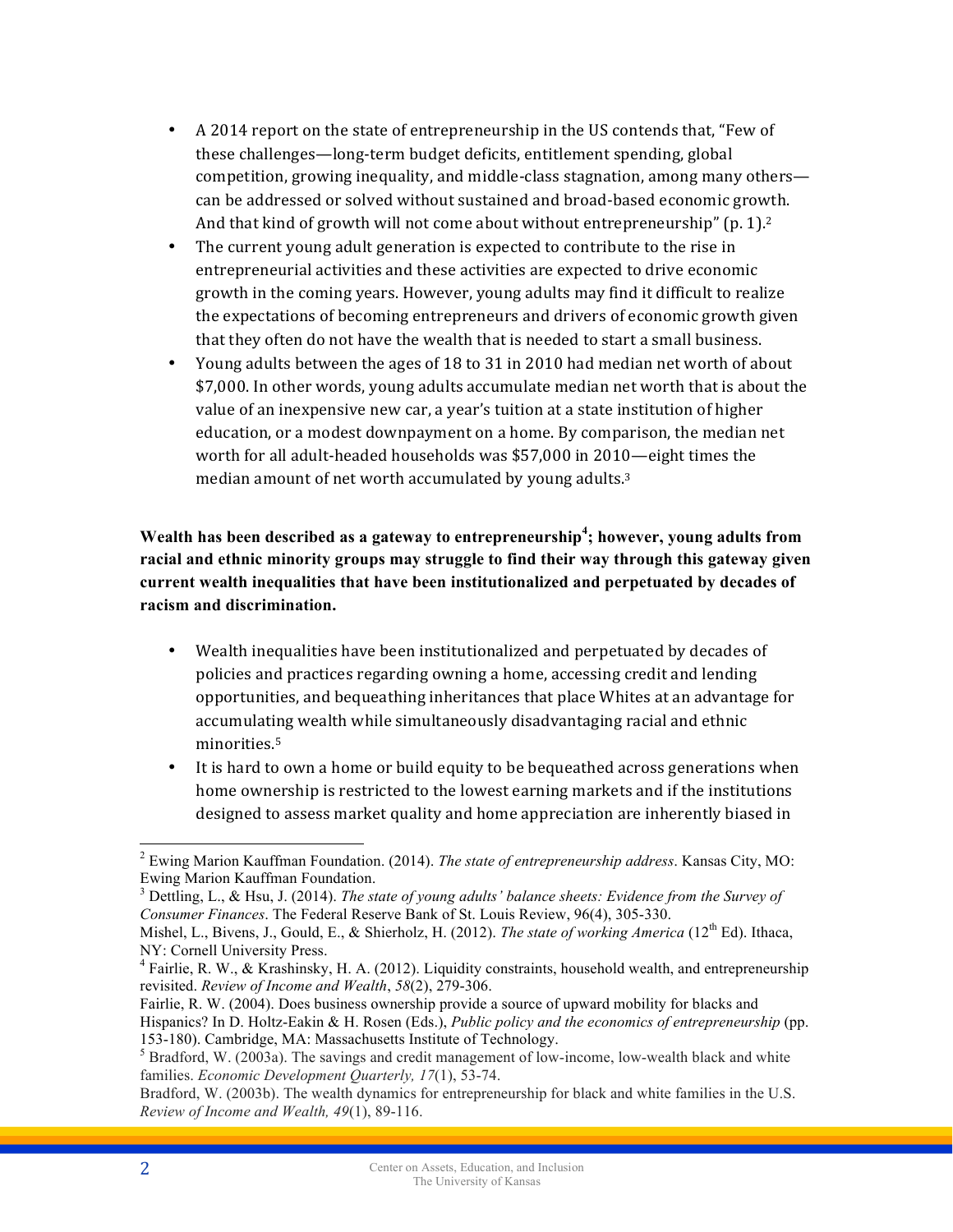- A 2014 report on the state of entrepreneurship in the US contends that, "Few of these challenges—long-term budget deficits, entitlement spending, global competition, growing inequality, and middle-class stagnation, among many others—can be addressed or solved without sustained and broad-based economic growth. And that kind of growth will not come about without entrepreneurship" (p. 1).[2]
- The current young adult generation is expected to contribute to the rise in entrepreneurial activities and these activities are expected to drive economic growth in the coming years. However, young adults may find it difficult to realize the expectations of becoming entrepreneurs and drivers of economic growth given that they often do not have the wealth that is needed to start a small business.
- Young adults between the ages of 18 to 31 in 2010 had median net worth of about $7,000. In other words, young adults accumulate median net worth that is about the value of an inexpensive new car, a year's tuition at a state institution of higher education, or a modest downpayment on a home. By comparison, the median net worth for all adult-headed households was $57,000 in 2010—eight times the median amount of net worth accumulated by young adults.[3]

**Wealth has been described as a gateway to entrepreneurship[4]; however, young adults from racial and ethnic minority groups may struggle to find their way through this gateway given current wealth inequalities that have been institutionalized and perpetuated by decades of racism and discrimination.**

- Wealth inequalities have been institutionalized and perpetuated by decades of policies and practices regarding owning a home, accessing credit and lending opportunities, and bequeathing inheritances that place Whites at an advantage for accumulating wealth while simultaneously disadvantaging racial and ethnic minorities.[5]
- It is hard to own a home or build equity to be bequeathed across generations when home ownership is restricted to the lowest earning markets and if the institutions designed to assess market quality and home appreciation are inherently biased in

---

[2] Ewing Marion Kauffman Foundation. (2014). *The state of entrepreneurship address*. Kansas City, MO: Ewing Marion Kauffman Foundation.

[3] Dettling, L., & Hsu, J. (2014). *The state of young adults' balance sheets: Evidence from the Survey of Consumer Finances*. The Federal Reserve Bank of St. Louis Review, 96(4), 305-330.
Mishel, L., Bivens, J., Gould, E., & Shierholz, H. (2012). *The state of working America* (12th Ed). Ithaca, NY: Cornell University Press.

[4] Fairlie, R. W., & Krashinsky, H. A. (2012). Liquidity constraints, household wealth, and entrepreneurship revisited. *Review of Income and Wealth*, *58*(2), 279-306.
Fairlie, R. W. (2004). Does business ownership provide a source of upward mobility for blacks and Hispanics? In D. Holtz-Eakin & H. Rosen (Eds.), *Public policy and the economics of entrepreneurship* (pp. 153-180). Cambridge, MA: Massachusetts Institute of Technology.

[5] Bradford, W. (2003a). The savings and credit management of low-income, low-wealth black and white families. *Economic Development Quarterly, 17*(1), 53-74.
Bradford, W. (2003b). The wealth dynamics for entrepreneurship for black and white families in the U.S. *Review of Income and Wealth, 49*(1), 89-116.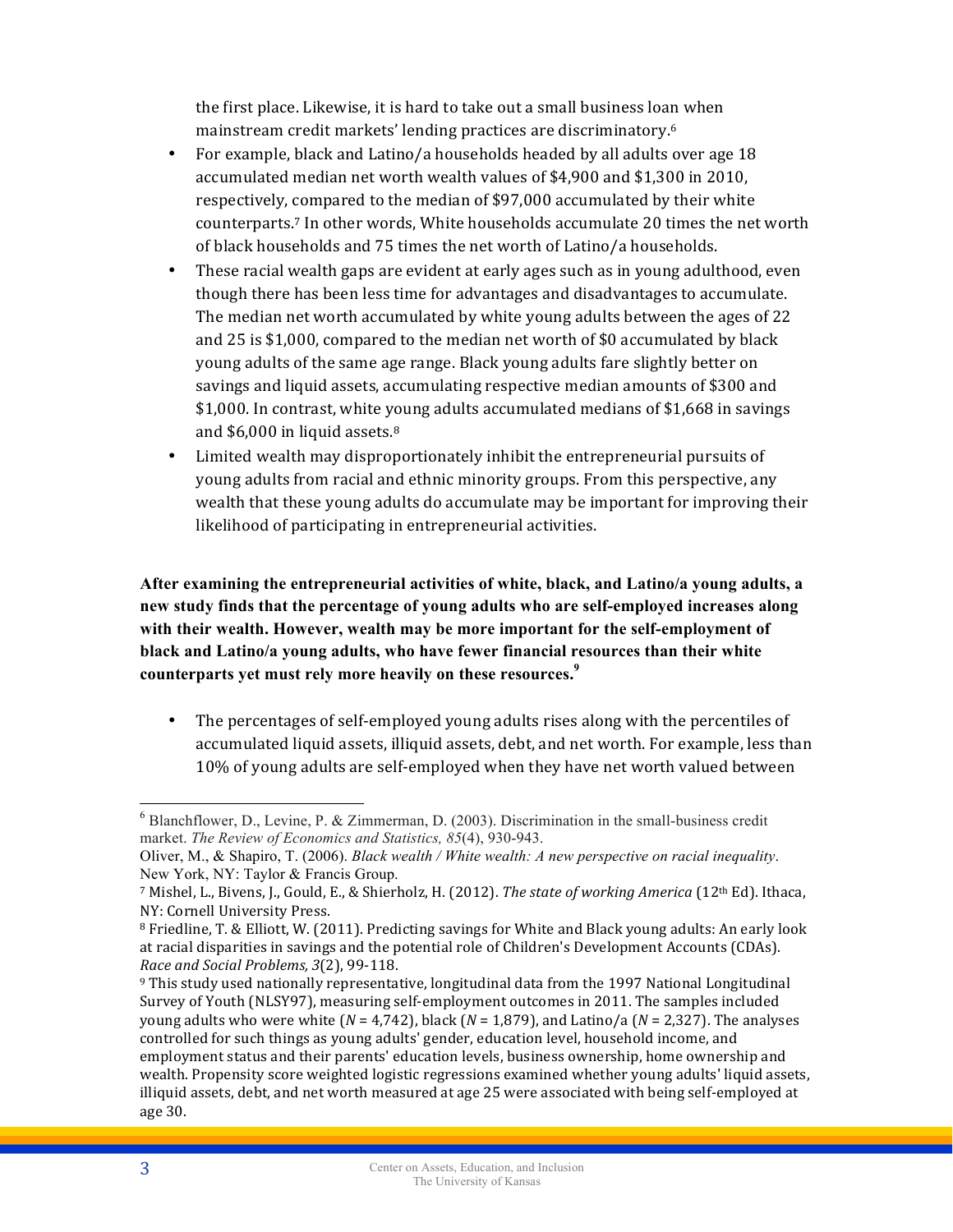the first place. Likewise, it is hard to take out a small business loan when mainstream credit markets' lending practices are discriminatory.[6]

- For example, black and Latino/a households headed by all adults over age 18 accumulated median net worth wealth values of $4,900 and $1,300 in 2010, respectively, compared to the median of $97,000 accumulated by their white counterparts.[7] In other words, White households accumulate 20 times the net worth of black households and 75 times the net worth of Latino/a households.
- These racial wealth gaps are evident at early ages such as in young adulthood, even though there has been less time for advantages and disadvantages to accumulate. The median net worth accumulated by white young adults between the ages of 22 and 25 is $1,000, compared to the median net worth of $0 accumulated by black young adults of the same age range. Black young adults fare slightly better on savings and liquid assets, accumulating respective median amounts of $300 and $1,000. In contrast, white young adults accumulated medians of $1,668 in savings and $6,000 in liquid assets.[8]
- Limited wealth may disproportionately inhibit the entrepreneurial pursuits of young adults from racial and ethnic minority groups. From this perspective, any wealth that these young adults do accumulate may be important for improving their likelihood of participating in entrepreneurial activities.

**After examining the entrepreneurial activities of white, black, and Latino/a young adults, a new study finds that the percentage of young adults who are self-employed increases along with their wealth. However, wealth may be more important for the self-employment of black and Latino/a young adults, who have fewer financial resources than their white counterparts yet must rely more heavily on these resources.[9]**

- The percentages of self-employed young adults rises along with the percentiles of accumulated liquid assets, illiquid assets, debt, and net worth. For example, less than 10% of young adults are self-employed when they have net worth valued between

---

[6] Blanchflower, D., Levine, P. & Zimmerman, D. (2003). Discrimination in the small-business credit market. *The Review of Economics and Statistics, 85*(4), 930-943.
Oliver, M., & Shapiro, T. (2006). *Black wealth / White wealth: A new perspective on racial inequality*. New York, NY: Taylor & Francis Group.

[7] Mishel, L., Bivens, J., Gould, E., & Shierholz, H. (2012). *The state of working America* (12th Ed). Ithaca, NY: Cornell University Press.

[8] Friedline, T. & Elliott, W. (2011). Predicting savings for White and Black young adults: An early look at racial disparities in savings and the potential role of Children's Development Accounts (CDAs). *Race and Social Problems, 3*(2), 99-118.

[9] This study used nationally representative, longitudinal data from the 1997 National Longitudinal Survey of Youth (NLSY97), measuring self-employment outcomes in 2011. The samples included young adults who were white ($N$ = 4,742), black ($N$ = 1,879), and Latino/a ($N$ = 2,327). The analyses controlled for such things as young adults' gender, education level, household income, and employment status and their parents' education levels, business ownership, home ownership and wealth. Propensity score weighted logistic regressions examined whether young adults' liquid assets, illiquid assets, debt, and net worth measured at age 25 were associated with being self-employed at age 30.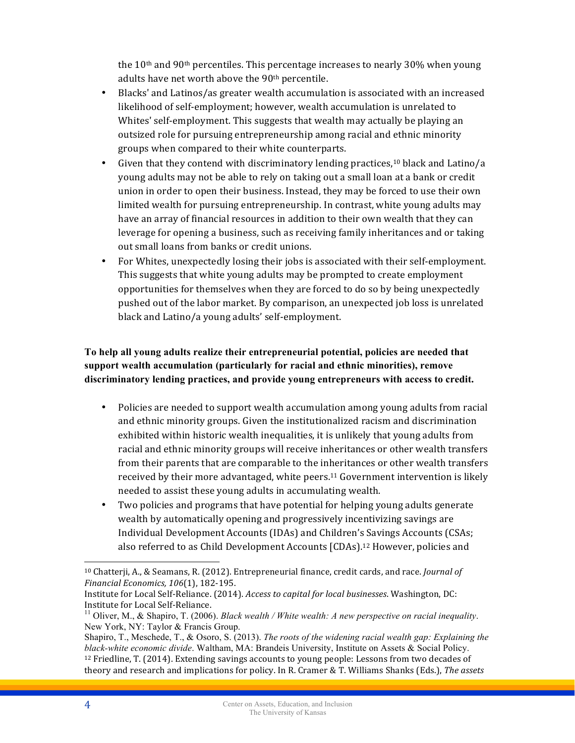the 10th and 90th percentiles. This percentage increases to nearly 30% when young adults have net worth above the 90th percentile.

- Blacks' and Latinos/as greater wealth accumulation is associated with an increased likelihood of self-employment; however, wealth accumulation is unrelated to Whites' self-employment. This suggests that wealth may actually be playing an outsized role for pursuing entrepreneurship among racial and ethnic minority groups when compared to their white counterparts.
- Given that they contend with discriminatory lending practices,[10] black and Latino/a young adults may not be able to rely on taking out a small loan at a bank or credit union in order to open their business. Instead, they may be forced to use their own limited wealth for pursuing entrepreneurship. In contrast, white young adults may have an array of financial resources in addition to their own wealth that they can leverage for opening a business, such as receiving family inheritances and or taking out small loans from banks or credit unions.
- For Whites, unexpectedly losing their jobs is associated with their self-employment. This suggests that white young adults may be prompted to create employment opportunities for themselves when they are forced to do so by being unexpectedly pushed out of the labor market. By comparison, an unexpected job loss is unrelated black and Latino/a young adults' self-employment.

**To help all young adults realize their entrepreneurial potential, policies are needed that support wealth accumulation (particularly for racial and ethnic minorities), remove discriminatory lending practices, and provide young entrepreneurs with access to credit.**

- Policies are needed to support wealth accumulation among young adults from racial and ethnic minority groups. Given the institutionalized racism and discrimination exhibited within historic wealth inequalities, it is unlikely that young adults from racial and ethnic minority groups will receive inheritances or other wealth transfers from their parents that are comparable to the inheritances or other wealth transfers received by their more advantaged, white peers.[11] Government intervention is likely needed to assist these young adults in accumulating wealth.
- Two policies and programs that have potential for helping young adults generate wealth by automatically opening and progressively incentivizing savings are Individual Development Accounts (IDAs) and Children's Savings Accounts (CSAs; also referred to as Child Development Accounts [CDAs).[12] However, policies and

---

[10] Chatterji, A., & Seamans, R. (2012). Entrepreneurial finance, credit cards, and race. *Journal of Financial Economics, 106*(1), 182-195.
Institute for Local Self-Reliance. (2014). *Access to capital for local businesses*. Washington, DC: Institute for Local Self-Reliance.

[11] Oliver, M., & Shapiro, T. (2006). *Black wealth / White wealth: A new perspective on racial inequality*. New York, NY: Taylor & Francis Group.
Shapiro, T., Meschede, T., & Osoro, S. (2013). *The roots of the widening racial wealth gap: Explaining the black-white economic divide*. Waltham, MA: Brandeis University, Institute on Assets & Social Policy.

[12] Friedline, T. (2014). Extending savings accounts to young people: Lessons from two decades of theory and research and implications for policy. In R. Cramer & T. Williams Shanks (Eds.), *The assets*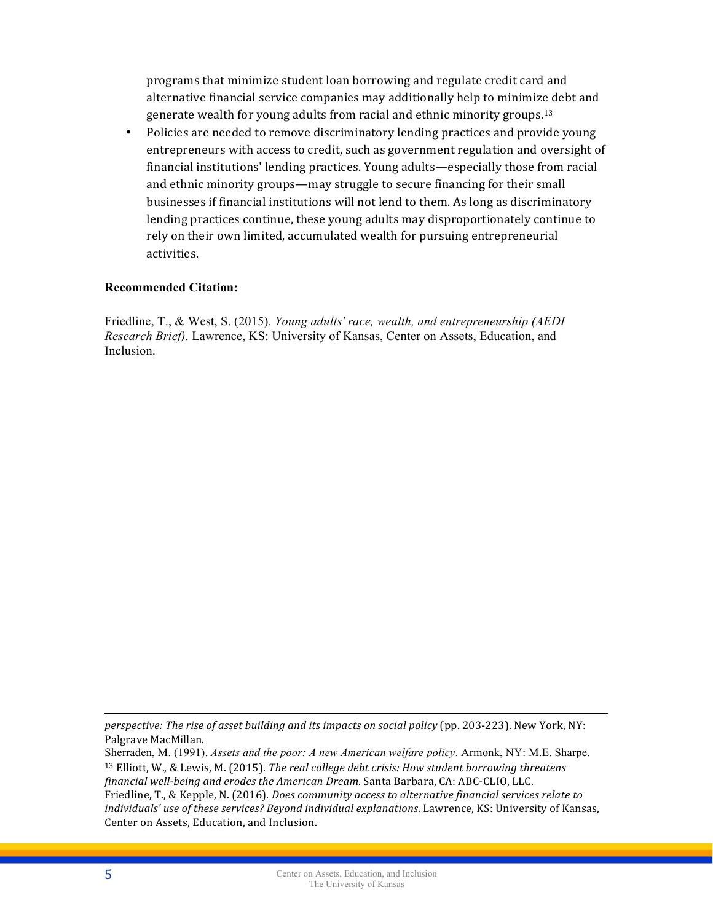programs that minimize student loan borrowing and regulate credit card and alternative financial service companies may additionally help to minimize debt and generate wealth for young adults from racial and ethnic minority groups.[13]

- Policies are needed to remove discriminatory lending practices and provide young entrepreneurs with access to credit, such as government regulation and oversight of financial institutions' lending practices. Young adults—especially those from racial and ethnic minority groups—may struggle to secure financing for their small businesses if financial institutions will not lend to them. As long as discriminatory lending practices continue, these young adults may disproportionately continue to rely on their own limited, accumulated wealth for pursuing entrepreneurial activities.

**Recommended Citation:**

Friedline, T., & West, S. (2015). *Young adults' race, wealth, and entrepreneurship (AEDI Research Brief).* Lawrence, KS: University of Kansas, Center on Assets, Education, and Inclusion.

---

*perspective: The rise of asset building and its impacts on social policy* (pp. 203-223). New York, NY: Palgrave MacMillan.

Sherraden, M. (1991). *Assets and the poor: A new American welfare policy*. Armonk, NY: M.E. Sharpe.

[13] Elliott, W., & Lewis, M. (2015). *The real college debt crisis: How student borrowing threatens financial well-being and erodes the American Dream*. Santa Barbara, CA: ABC-CLIO, LLC.

Friedline, T., & Kepple, N. (2016). *Does community access to alternative financial services relate to individuals' use of these services? Beyond individual explanations*. Lawrence, KS: University of Kansas, Center on Assets, Education, and Inclusion.